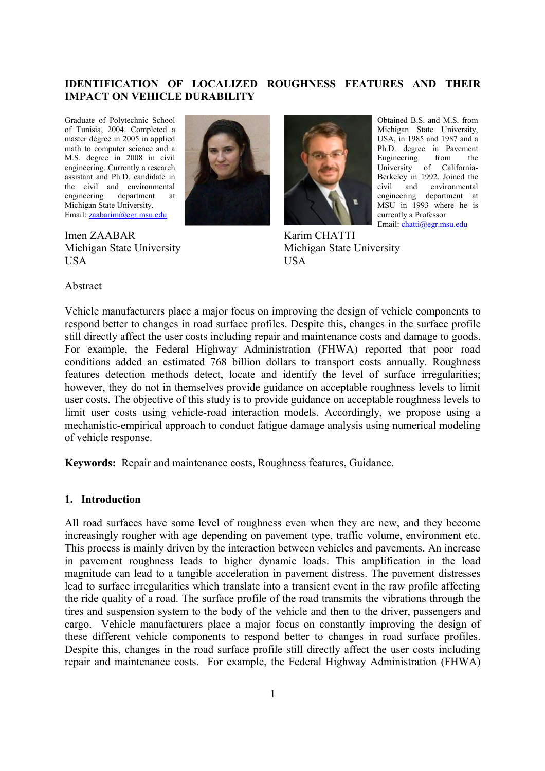# IDENTIFICATION OF LOCALIZED ROUGHNESS FEATURES AND THEIR IMPACT ON VEHICLE DURABILITY

Graduate of Polytechnic School of Tunisia, 2004. Completed a master degree in 2005 in applied math to computer science and a M.S. degree in 2008 in civil engineering. Currently a research assistant and Ph.D. candidate in the civil and environmental engineering department at Michigan State University.
Email: zaabarim@egr.msu.edu

Imen ZAABAR
Michigan State University
USA

Obtained B.S. and M.S. from Michigan State University, USA, in 1985 and 1987 and a Ph.D. degree in Pavement Engineering from the University of California-Berkeley in 1992. Joined the civil and environmental engineering department at MSU in 1993 where he is currently a Professor.
Email: chatti@egr.msu.edu

Karim CHATTI
Michigan State University
USA

## Abstract

Vehicle manufacturers place a major focus on improving the design of vehicle components to respond better to changes in road surface profiles. Despite this, changes in the surface profile still directly affect the user costs including repair and maintenance costs and damage to goods. For example, the Federal Highway Administration (FHWA) reported that poor road conditions added an estimated 768 billion dollars to transport costs annually. Roughness features detection methods detect, locate and identify the level of surface irregularities; however, they do not in themselves provide guidance on acceptable roughness levels to limit user costs. The objective of this study is to provide guidance on acceptable roughness levels to limit user costs using vehicle-road interaction models. Accordingly, we propose using a mechanistic-empirical approach to conduct fatigue damage analysis using numerical modeling of vehicle response.

**Keywords:** Repair and maintenance costs, Roughness features, Guidance.

## 1. Introduction

All road surfaces have some level of roughness even when they are new, and they become increasingly rougher with age depending on pavement type, traffic volume, environment etc. This process is mainly driven by the interaction between vehicles and pavements. An increase in pavement roughness leads to higher dynamic loads. This amplification in the load magnitude can lead to a tangible acceleration in pavement distress. The pavement distresses lead to surface irregularities which translate into a transient event in the raw profile affecting the ride quality of a road. The surface profile of the road transmits the vibrations through the tires and suspension system to the body of the vehicle and then to the driver, passengers and cargo. Vehicle manufacturers place a major focus on constantly improving the design of these different vehicle components to respond better to changes in road surface profiles. Despite this, changes in the road surface profile still directly affect the user costs including repair and maintenance costs. For example, the Federal Highway Administration (FHWA)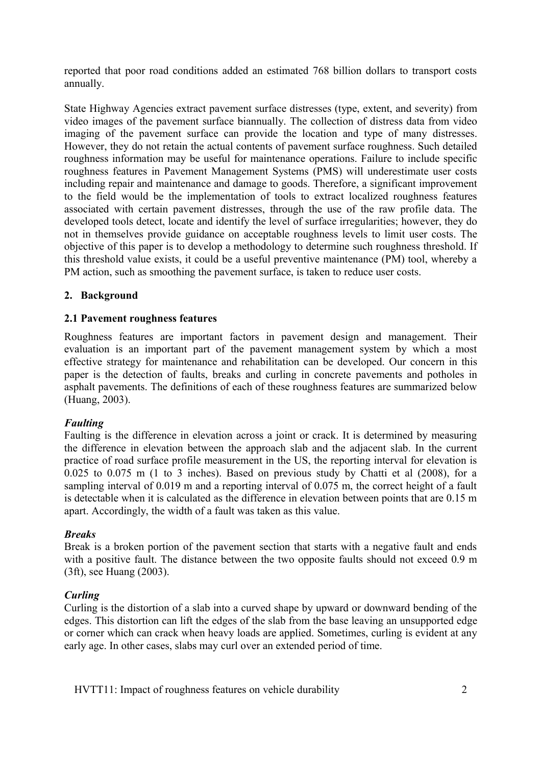reported that poor road conditions added an estimated 768 billion dollars to transport costs annually.

State Highway Agencies extract pavement surface distresses (type, extent, and severity) from video images of the pavement surface biannually. The collection of distress data from video imaging of the pavement surface can provide the location and type of many distresses. However, they do not retain the actual contents of pavement surface roughness. Such detailed roughness information may be useful for maintenance operations. Failure to include specific roughness features in Pavement Management Systems (PMS) will underestimate user costs including repair and maintenance and damage to goods. Therefore, a significant improvement to the field would be the implementation of tools to extract localized roughness features associated with certain pavement distresses, through the use of the raw profile data. The developed tools detect, locate and identify the level of surface irregularities; however, they do not in themselves provide guidance on acceptable roughness levels to limit user costs. The objective of this paper is to develop a methodology to determine such roughness threshold. If this threshold value exists, it could be a useful preventive maintenance (PM) tool, whereby a PM action, such as smoothing the pavement surface, is taken to reduce user costs.

## 2. Background

### 2.1 Pavement roughness features

Roughness features are important factors in pavement design and management. Their evaluation is an important part of the pavement management system by which a most effective strategy for maintenance and rehabilitation can be developed. Our concern in this paper is the detection of faults, breaks and curling in concrete pavements and potholes in asphalt pavements. The definitions of each of these roughness features are summarized below (Huang, 2003).

#### *Faulting*

Faulting is the difference in elevation across a joint or crack. It is determined by measuring the difference in elevation between the approach slab and the adjacent slab. In the current practice of road surface profile measurement in the US, the reporting interval for elevation is 0.025 to 0.075 m (1 to 3 inches). Based on previous study by Chatti et al (2008), for a sampling interval of 0.019 m and a reporting interval of 0.075 m, the correct height of a fault is detectable when it is calculated as the difference in elevation between points that are 0.15 m apart. Accordingly, the width of a fault was taken as this value.

#### *Breaks*

Break is a broken portion of the pavement section that starts with a negative fault and ends with a positive fault. The distance between the two opposite faults should not exceed 0.9 m (3ft), see Huang (2003).

#### *Curling*

Curling is the distortion of a slab into a curved shape by upward or downward bending of the edges. This distortion can lift the edges of the slab from the base leaving an unsupported edge or corner which can crack when heavy loads are applied. Sometimes, curling is evident at any early age. In other cases, slabs may curl over an extended period of time.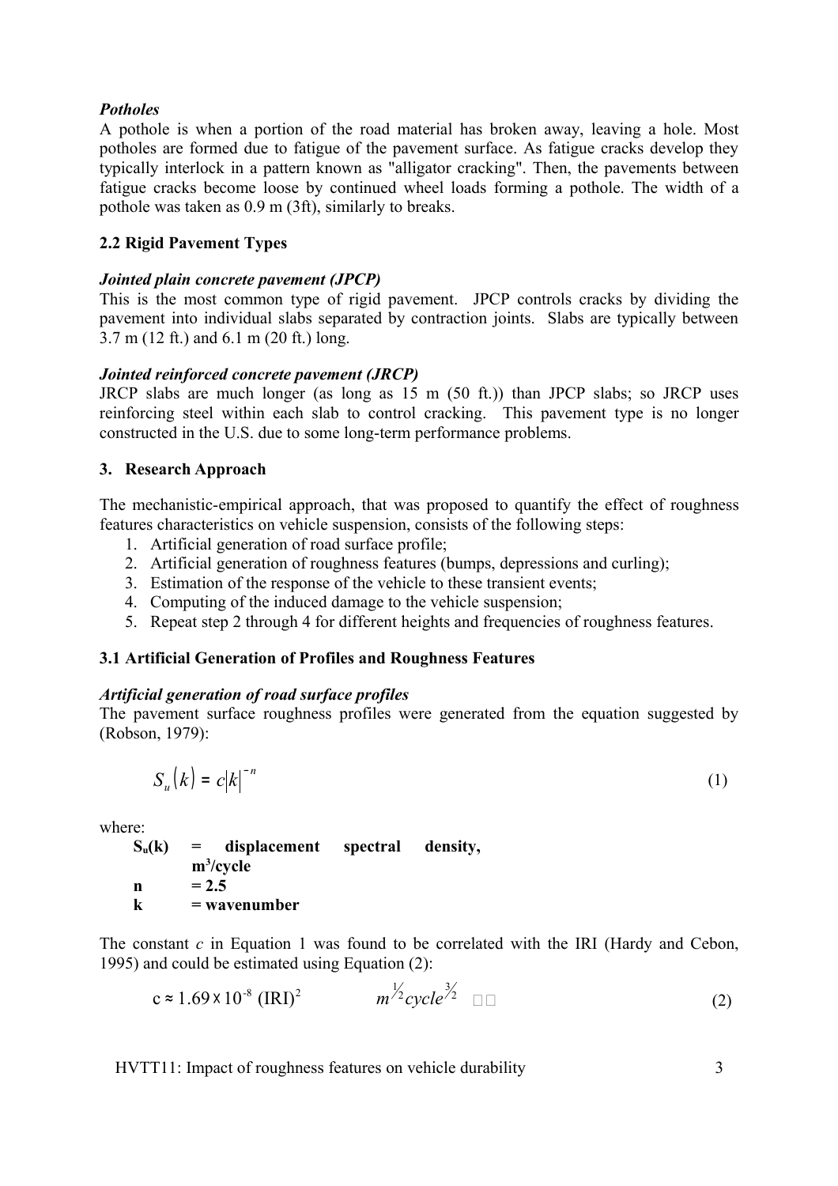***Potholes***

A pothole is when a portion of the road material has broken away, leaving a hole. Most potholes are formed due to fatigue of the pavement surface. As fatigue cracks develop they typically interlock in a pattern known as "alligator cracking". Then, the pavements between fatigue cracks become loose by continued wheel loads forming a pothole. The width of a pothole was taken as 0.9 m (3ft), similarly to breaks.

### 2.2 Rigid Pavement Types

***Jointed plain concrete pavement (JPCP)***

This is the most common type of rigid pavement. JPCP controls cracks by dividing the pavement into individual slabs separated by contraction joints. Slabs are typically between 3.7 m (12 ft.) and 6.1 m (20 ft.) long.

***Jointed reinforced concrete pavement (JRCP)***

JRCP slabs are much longer (as long as 15 m (50 ft.)) than JPCP slabs; so JRCP uses reinforcing steel within each slab to control cracking. This pavement type is no longer constructed in the U.S. due to some long-term performance problems.

## 3. Research Approach

The mechanistic-empirical approach, that was proposed to quantify the effect of roughness features characteristics on vehicle suspension, consists of the following steps:

1. Artificial generation of road surface profile;
2. Artificial generation of roughness features (bumps, depressions and curling);
3. Estimation of the response of the vehicle to these transient events;
4. Computing of the induced damage to the vehicle suspension;
5. Repeat step 2 through 4 for different heights and frequencies of roughness features.

### 3.1 Artificial Generation of Profiles and Roughness Features

***Artificial generation of road surface profiles***

The pavement surface roughness profiles were generated from the equation suggested by (Robson, 1979):

$$S_u(k) = c|k|^{-n} \tag{1}$$

where:

**$S_u(k)$ = displacement spectral density, $m^3$/cycle**

**$n$ = 2.5**

**$k$ = wavenumber**

The constant $c$ in Equation 1 was found to be correlated with the IRI (Hardy and Cebon, 1995) and could be estimated using Equation (2):

$$c \approx 1.69 \times 10^{-8}\ (\text{IRI})^2 \qquad m^{1/2} cycle^{3/2} \tag{2}$$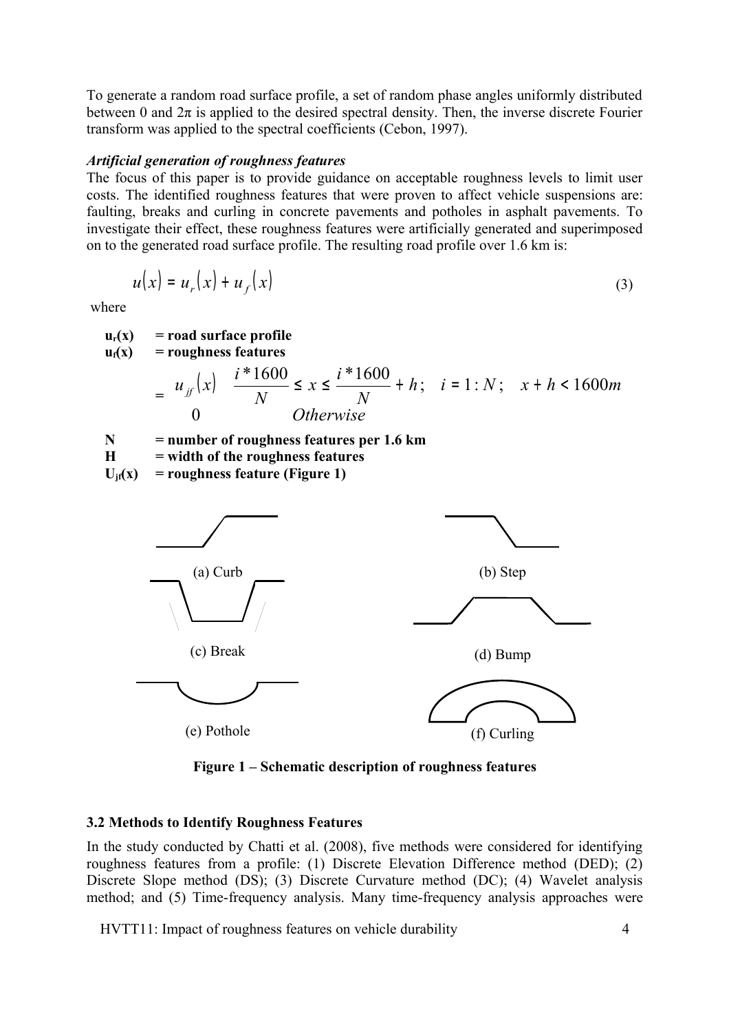To generate a random road surface profile, a set of random phase angles uniformly distributed between 0 and 2π is applied to the desired spectral density. Then, the inverse discrete Fourier transform was applied to the spectral coefficients (Cebon, 1997).

***Artificial generation of roughness features***

The focus of this paper is to provide guidance on acceptable roughness levels to limit user costs. The identified roughness features that were proven to affect vehicle suspensions are: faulting, breaks and curling in concrete pavements and potholes in asphalt pavements. To investigate their effect, these roughness features were artificially generated and superimposed on to the generated road surface profile. The resulting road profile over 1.6 km is:

$$u(x) = u_r(x) + u_f(x) \tag{3}$$

where

**$u_r(x)$ = road surface profile**

**$u_f(x)$ = roughness features**

$$= \begin{cases} u_{jf}(x) & \dfrac{i*1600}{N} \le x \le \dfrac{i*1600}{N} + h; \quad i = 1:N; \quad x + h < 1600m \\ 0 & Otherwise \end{cases}$$

**N = number of roughness features per 1.6 km**

**H = width of the roughness features**

**$U_{jf}(x)$ = roughness feature (Figure 1)**

(a) Curb

(b) Step

(c) Break

(d) Bump

(e) Pothole

(f) Curling

**Figure 1 – Schematic description of roughness features**

### 3.2 Methods to Identify Roughness Features

In the study conducted by Chatti et al. (2008), five methods were considered for identifying roughness features from a profile: (1) Discrete Elevation Difference method (DED); (2) Discrete Slope method (DS); (3) Discrete Curvature method (DC); (4) Wavelet analysis method; and (5) Time-frequency analysis. Many time-frequency analysis approaches were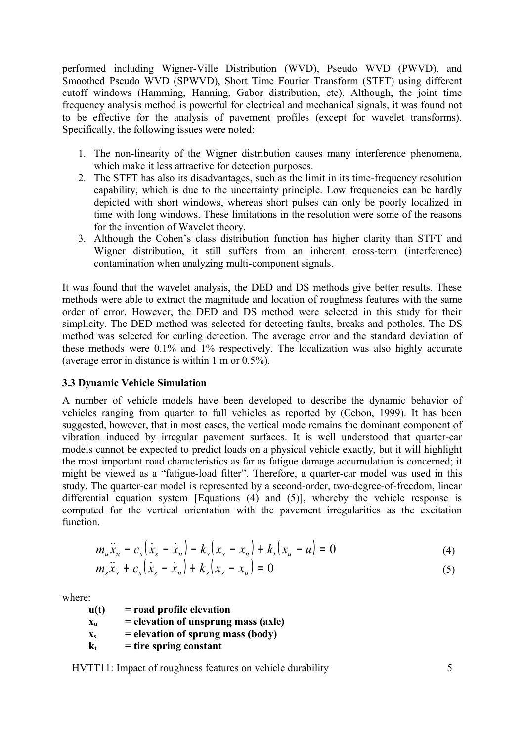performed including Wigner-Ville Distribution (WVD), Pseudo WVD (PWVD), and Smoothed Pseudo WVD (SPWVD), Short Time Fourier Transform (STFT) using different cutoff windows (Hamming, Hanning, Gabor distribution, etc). Although, the joint time frequency analysis method is powerful for electrical and mechanical signals, it was found not to be effective for the analysis of pavement profiles (except for wavelet transforms). Specifically, the following issues were noted:

1. The non-linearity of the Wigner distribution causes many interference phenomena, which make it less attractive for detection purposes.
2. The STFT has also its disadvantages, such as the limit in its time-frequency resolution capability, which is due to the uncertainty principle. Low frequencies can be hardly depicted with short windows, whereas short pulses can only be poorly localized in time with long windows. These limitations in the resolution were some of the reasons for the invention of Wavelet theory.
3. Although the Cohen's class distribution function has higher clarity than STFT and Wigner distribution, it still suffers from an inherent cross-term (interference) contamination when analyzing multi-component signals.

It was found that the wavelet analysis, the DED and DS methods give better results. These methods were able to extract the magnitude and location of roughness features with the same order of error. However, the DED and DS method were selected in this study for their simplicity. The DED method was selected for detecting faults, breaks and potholes. The DS method was selected for curling detection. The average error and the standard deviation of these methods were 0.1% and 1% respectively. The localization was also highly accurate (average error in distance is within 1 m or 0.5%).

### 3.3 Dynamic Vehicle Simulation

A number of vehicle models have been developed to describe the dynamic behavior of vehicles ranging from quarter to full vehicles as reported by (Cebon, 1999). It has been suggested, however, that in most cases, the vertical mode remains the dominant component of vibration induced by irregular pavement surfaces. It is well understood that quarter-car models cannot be expected to predict loads on a physical vehicle exactly, but it will highlight the most important road characteristics as far as fatigue damage accumulation is concerned; it might be viewed as a "fatigue-load filter". Therefore, a quarter-car model was used in this study. The quarter-car model is represented by a second-order, two-degree-of-freedom, linear differential equation system [Equations (4) and (5)], whereby the vehicle response is computed for the vertical orientation with the pavement irregularities as the excitation function.

$$m_u \ddot{x}_u - c_s(\dot{x}_s - \dot{x}_u) - k_s(x_s - x_u) + k_t(x_u - u) = 0 \tag{4}$$

$$m_s \ddot{x}_s + c_s(\dot{x}_s - \dot{x}_u) + k_s(x_s - x_u) = 0 \tag{5}$$

where:

**$u(t)$** **= road profile elevation**
**$x_u$** **= elevation of unsprung mass (axle)**
**$x_s$** **= elevation of sprung mass (body)**
**$k_t$** **= tire spring constant**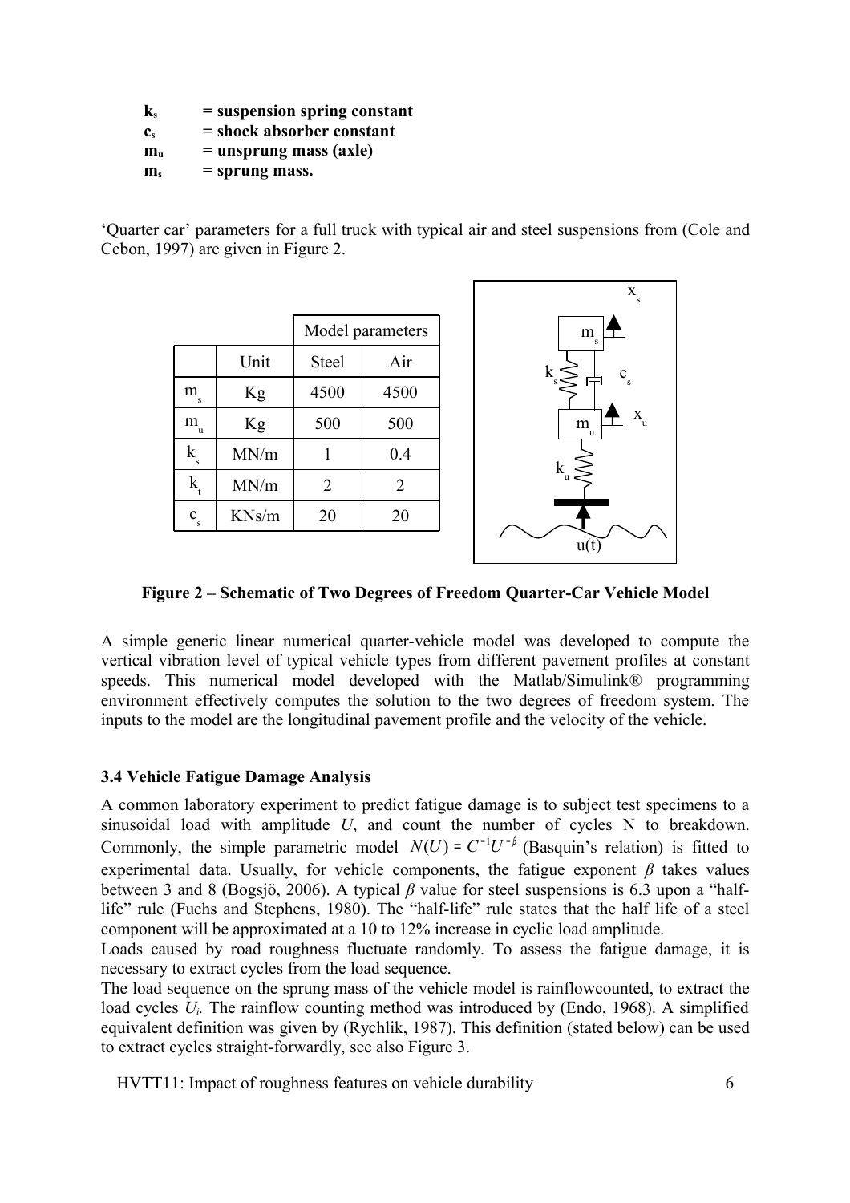**$k_s$ = suspension spring constant**
**$c_s$ = shock absorber constant**
**$m_u$ = unsprung mass (axle)**
**$m_s$ = sprung mass.**

'Quarter car' parameters for a full truck with typical air and steel suspensions from (Cole and Cebon, 1997) are given in Figure 2.

| | | Model parameters | |
|---|---|---|---|
| | Unit | Steel | Air |
| $m_s$ | Kg | 4500 | 4500 |
| $m_u$ | Kg | 500 | 500 |
| $k_s$ | MN/m | 1 | 0.4 |
| $k_t$ | MN/m | 2 | 2 |
| $c_s$ | KNs/m | 20 | 20 |

**Figure 2 – Schematic of Two Degrees of Freedom Quarter-Car Vehicle Model**

A simple generic linear numerical quarter-vehicle model was developed to compute the vertical vibration level of typical vehicle types from different pavement profiles at constant speeds. This numerical model developed with the Matlab/Simulink® programming environment effectively computes the solution to the two degrees of freedom system. The inputs to the model are the longitudinal pavement profile and the velocity of the vehicle.

### 3.4 Vehicle Fatigue Damage Analysis

A common laboratory experiment to predict fatigue damage is to subject test specimens to a sinusoidal load with amplitude $U$, and count the number of cycles N to breakdown. Commonly, the simple parametric model $N(U) = C^{-1}U^{-\beta}$ (Basquin's relation) is fitted to experimental data. Usually, for vehicle components, the fatigue exponent $\beta$ takes values between 3 and 8 (Bogsjö, 2006). A typical $\beta$ value for steel suspensions is 6.3 upon a "half-life" rule (Fuchs and Stephens, 1980). The "half-life" rule states that the half life of a steel component will be approximated at a 10 to 12% increase in cyclic load amplitude.

Loads caused by road roughness fluctuate randomly. To assess the fatigue damage, it is necessary to extract cycles from the load sequence.

The load sequence on the sprung mass of the vehicle model is rainflowcounted, to extract the load cycles $U_i$. The rainflow counting method was introduced by (Endo, 1968). A simplified equivalent definition was given by (Rychlik, 1987). This definition (stated below) can be used to extract cycles straight-forwardly, see also Figure 3.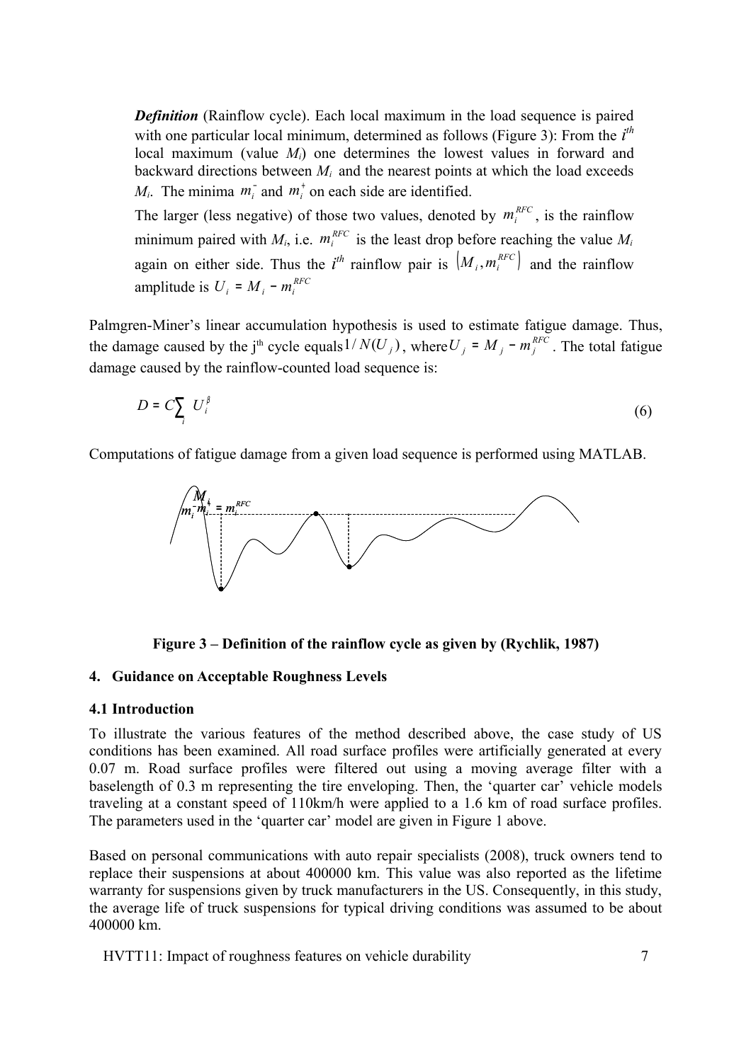***Definition*** (Rainflow cycle). Each local maximum in the load sequence is paired with one particular local minimum, determined as follows (Figure 3): From the $i^{th}$ local maximum (value $M_i$) one determines the lowest values in forward and backward directions between $M_i$ and the nearest points at which the load exceeds $M_i$. The minima $m_i^-$ and $m_i^+$ on each side are identified.

The larger (less negative) of those two values, denoted by $m_i^{RFC}$, is the rainflow minimum paired with $M_i$, i.e. $m_i^{RFC}$ is the least drop before reaching the value $M_i$ again on either side. Thus the $i^{th}$ rainflow pair is $\left(M_i, m_i^{RFC}\right)$ and the rainflow amplitude is $U_i = M_i - m_i^{RFC}$

Palmgren-Miner's linear accumulation hypothesis is used to estimate fatigue damage. Thus, the damage caused by the j[th] cycle equals $1/N(U_j)$, where $U_j = M_j - m_j^{RFC}$. The total fatigue damage caused by the rainflow-counted load sequence is:

$$D = C\sum_i U_i^{\beta} \tag{6}$$

Computations of fatigue damage from a given load sequence is performed using MATLAB.

**Figure 3 – Definition of the rainflow cycle as given by (Rychlik, 1987)**

## 4. Guidance on Acceptable Roughness Levels

### 4.1 Introduction

To illustrate the various features of the method described above, the case study of US conditions has been examined. All road surface profiles were artificially generated at every 0.07 m. Road surface profiles were filtered out using a moving average filter with a baselength of 0.3 m representing the tire enveloping. Then, the 'quarter car' vehicle models traveling at a constant speed of 110km/h were applied to a 1.6 km of road surface profiles. The parameters used in the 'quarter car' model are given in Figure 1 above.

Based on personal communications with auto repair specialists (2008), truck owners tend to replace their suspensions at about 400000 km. This value was also reported as the lifetime warranty for suspensions given by truck manufacturers in the US. Consequently, in this study, the average life of truck suspensions for typical driving conditions was assumed to be about 400000 km.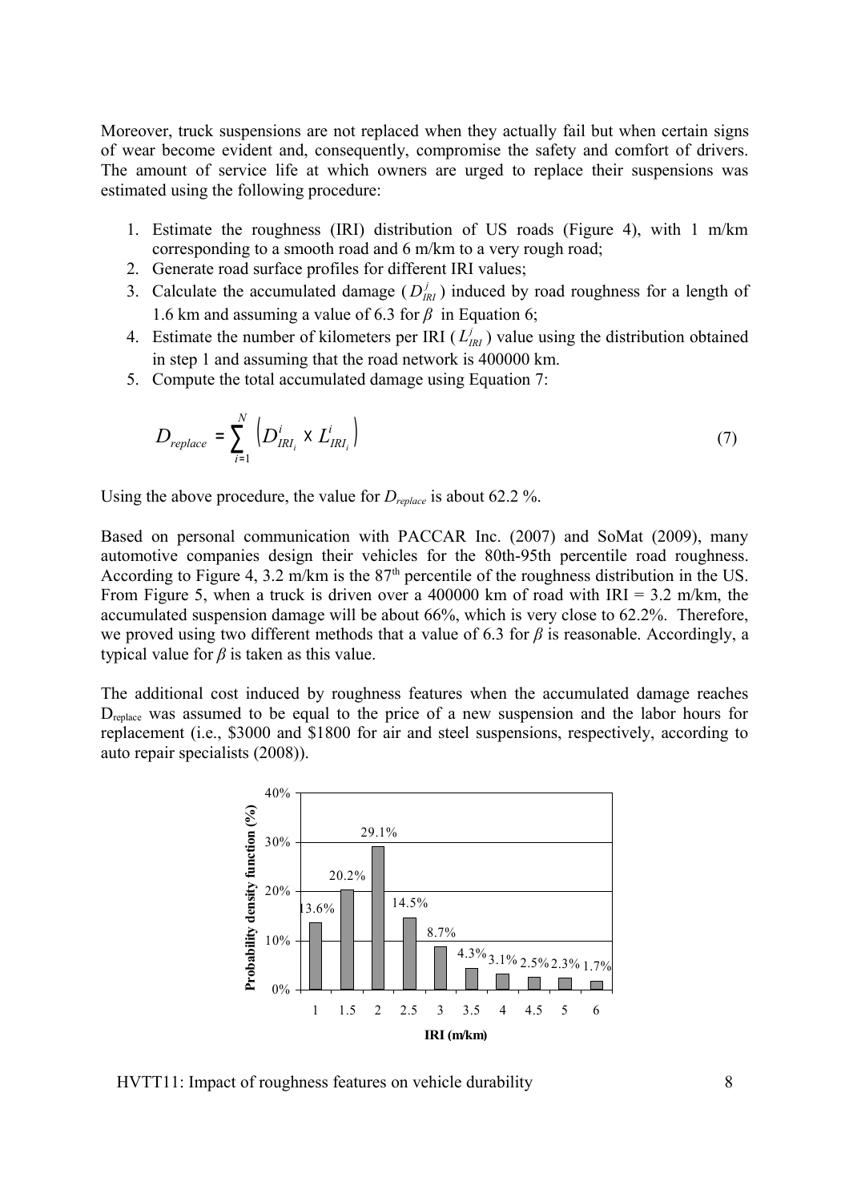Moreover, truck suspensions are not replaced when they actually fail but when certain signs of wear become evident and, consequently, compromise the safety and comfort of drivers. The amount of service life at which owners are urged to replace their suspensions was estimated using the following procedure:

1. Estimate the roughness (IRI) distribution of US roads (Figure 4), with 1 m/km corresponding to a smooth road and 6 m/km to a very rough road;
2. Generate road surface profiles for different IRI values;
3. Calculate the accumulated damage ($D^{j}_{IRI}$) induced by road roughness for a length of 1.6 km and assuming a value of 6.3 for $\beta$ in Equation 6;
4. Estimate the number of kilometers per IRI ($L^{j}_{IRI}$) value using the distribution obtained in step 1 and assuming that the road network is 400000 km.
5. Compute the total accumulated damage using Equation 7:

$$D_{replace} = \sum_{i=1}^{N} \left( D^{i}_{IRI_i} \times L^{i}_{IRI_i} \right) \tag{7}$$

Using the above procedure, the value for $D_{replace}$ is about 62.2 %.

Based on personal communication with PACCAR Inc. (2007) and SoMat (2009), many automotive companies design their vehicles for the 80th-95th percentile road roughness. According to Figure 4, 3.2 m/km is the 87$^{th}$ percentile of the roughness distribution in the US. From Figure 5, when a truck is driven over a 400000 km of road with IRI = 3.2 m/km, the accumulated suspension damage will be about 66%, which is very close to 62.2%. Therefore, we proved using two different methods that a value of 6.3 for $\beta$ is reasonable. Accordingly, a typical value for $\beta$ is taken as this value.

The additional cost induced by roughness features when the accumulated damage reaches $D_{replace}$ was assumed to be equal to the price of a new suspension and the labor hours for replacement (i.e., \$3000 and \$1800 for air and steel suspensions, respectively, according to auto repair specialists (2008)).

| IRI (m/km) | 1 | 1.5 | 2 | 2.5 | 3 | 3.5 | 4 | 4.5 | 5 | 6 |
|---|---|---|---|---|---|---|---|---|---|---|
| Probability density function (%) | 13.6% | 20.2% | 29.1% | 14.5% | 8.7% | 4.3% | 3.1% | 2.5% | 2.3% | 1.7% |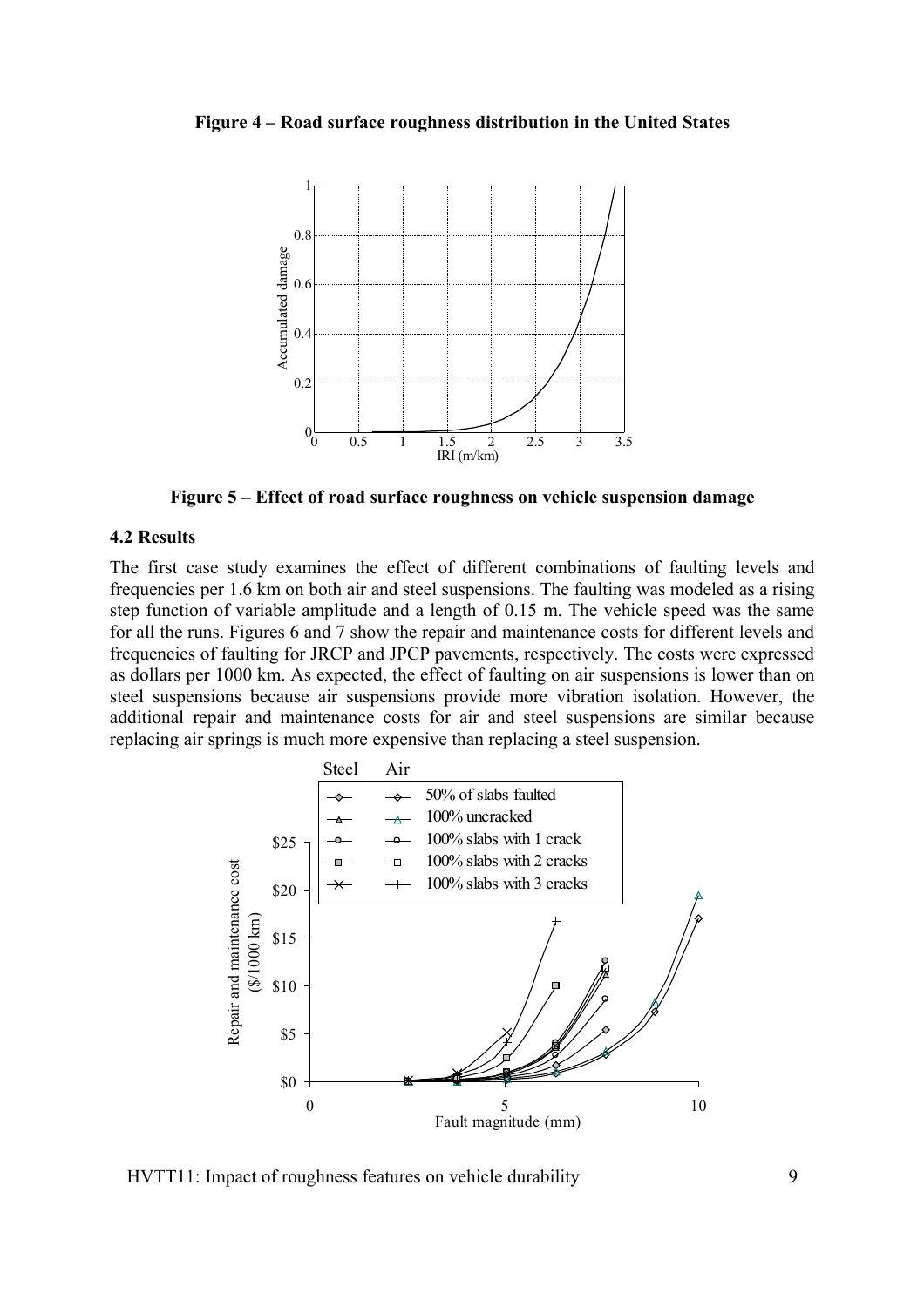**Figure 4 – Road surface roughness distribution in the United States**

**Figure 5 – Effect of road surface roughness on vehicle suspension damage**

### 4.2 Results

The first case study examines the effect of different combinations of faulting levels and frequencies per 1.6 km on both air and steel suspensions. The faulting was modeled as a rising step function of variable amplitude and a length of 0.15 m. The vehicle speed was the same for all the runs. Figures 6 and 7 show the repair and maintenance costs for different levels and frequencies of faulting for JRCP and JPCP pavements, respectively. The costs were expressed as dollars per 1000 km. As expected, the effect of faulting on air suspensions is lower than on steel suspensions because air suspensions provide more vibration isolation. However, the additional repair and maintenance costs for air and steel suspensions are similar because replacing air springs is much more expensive than replacing a steel suspension.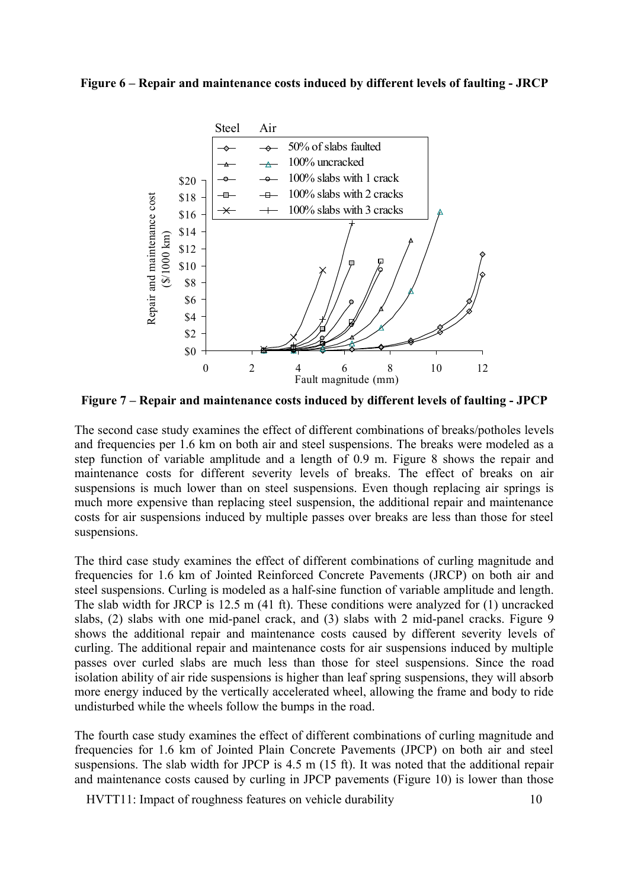**Figure 6 – Repair and maintenance costs induced by different levels of faulting - JRCP**

**Figure 7 – Repair and maintenance costs induced by different levels of faulting - JPCP**

The second case study examines the effect of different combinations of breaks/potholes levels and frequencies per 1.6 km on both air and steel suspensions. The breaks were modeled as a step function of variable amplitude and a length of 0.9 m. Figure 8 shows the repair and maintenance costs for different severity levels of breaks. The effect of breaks on air suspensions is much lower than on steel suspensions. Even though replacing air springs is much more expensive than replacing steel suspension, the additional repair and maintenance costs for air suspensions induced by multiple passes over breaks are less than those for steel suspensions.

The third case study examines the effect of different combinations of curling magnitude and frequencies for 1.6 km of Jointed Reinforced Concrete Pavements (JRCP) on both air and steel suspensions. Curling is modeled as a half-sine function of variable amplitude and length. The slab width for JRCP is 12.5 m (41 ft). These conditions were analyzed for (1) uncracked slabs, (2) slabs with one mid-panel crack, and (3) slabs with 2 mid-panel cracks. Figure 9 shows the additional repair and maintenance costs caused by different severity levels of curling. The additional repair and maintenance costs for air suspensions induced by multiple passes over curled slabs are much less than those for steel suspensions. Since the road isolation ability of air ride suspensions is higher than leaf spring suspensions, they will absorb more energy induced by the vertically accelerated wheel, allowing the frame and body to ride undisturbed while the wheels follow the bumps in the road.

The fourth case study examines the effect of different combinations of curling magnitude and frequencies for 1.6 km of Jointed Plain Concrete Pavements (JPCP) on both air and steel suspensions. The slab width for JPCP is 4.5 m (15 ft). It was noted that the additional repair and maintenance costs caused by curling in JPCP pavements (Figure 10) is lower than those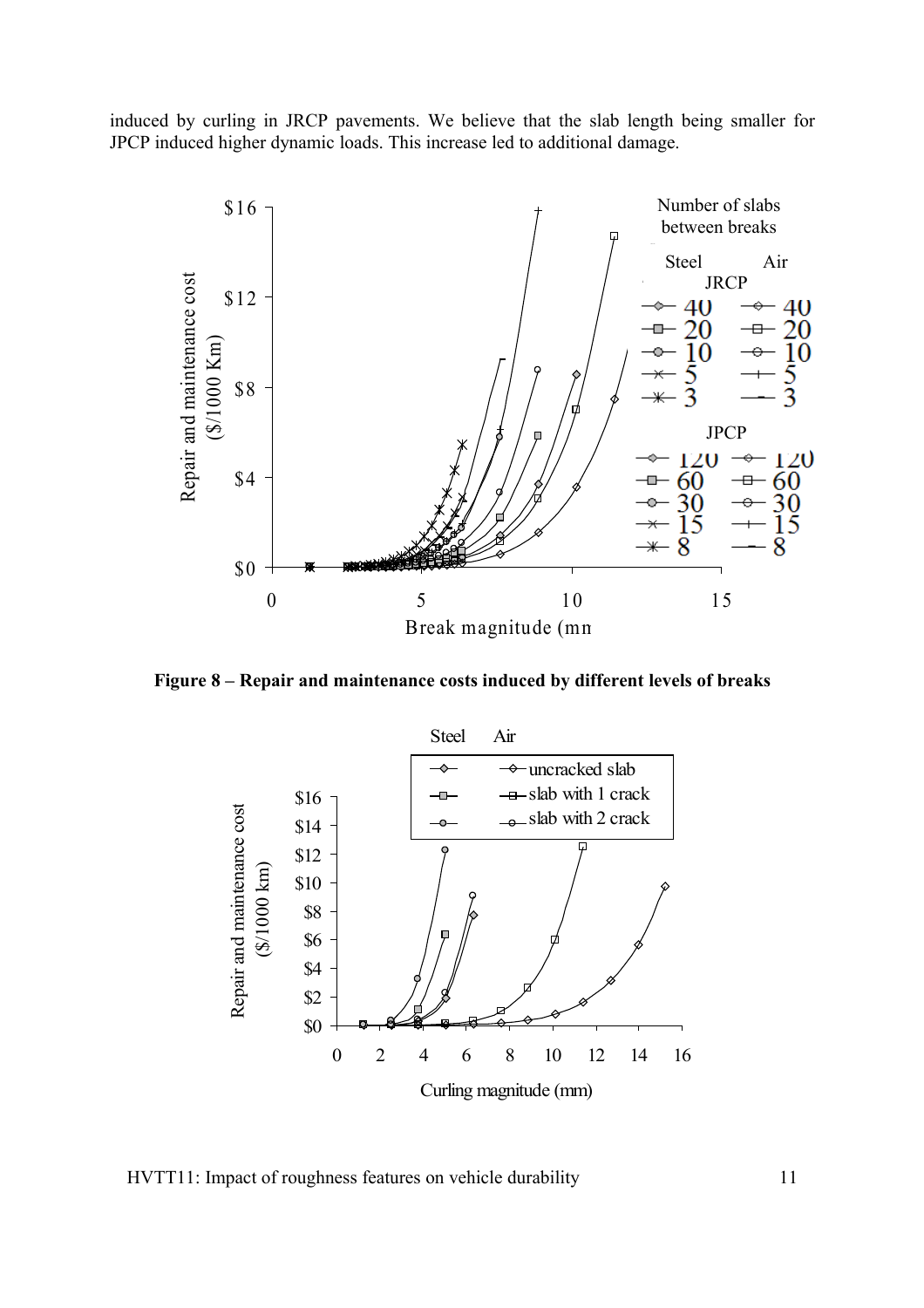induced by curling in JRCP pavements. We believe that the slab length being smaller for JPCP induced higher dynamic loads. This increase led to additional damage.

**Figure 8 – Repair and maintenance costs induced by different levels of breaks**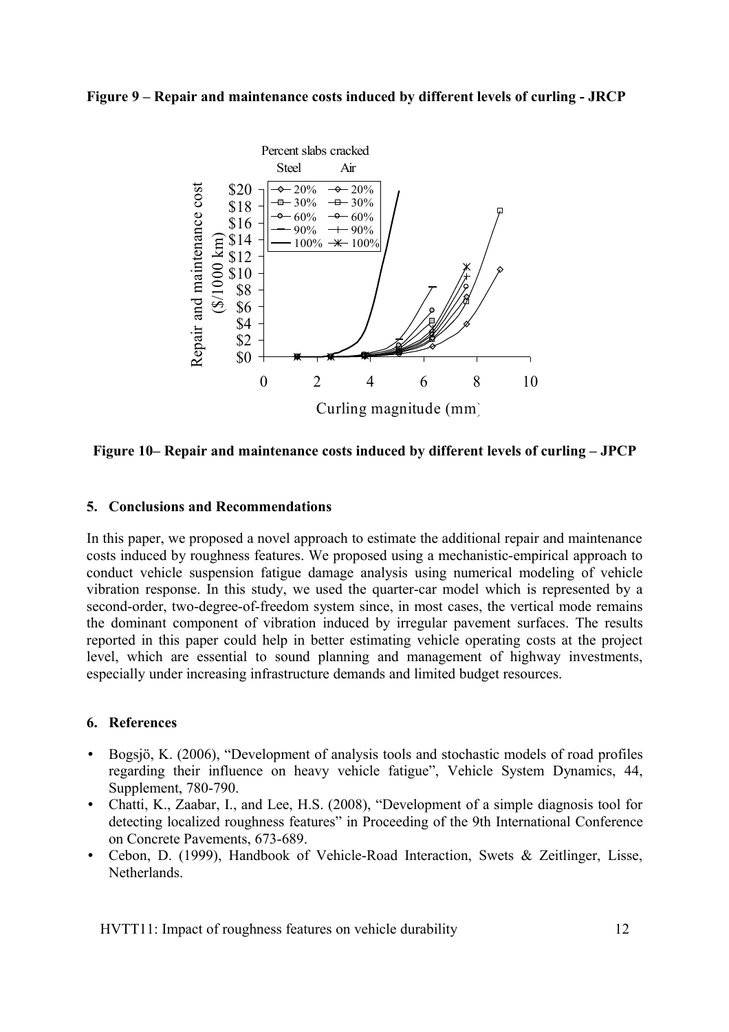**Figure 9 – Repair and maintenance costs induced by different levels of curling - JRCP**

**Figure 10– Repair and maintenance costs induced by different levels of curling – JPCP**

## 5. Conclusions and Recommendations

In this paper, we proposed a novel approach to estimate the additional repair and maintenance costs induced by roughness features. We proposed using a mechanistic-empirical approach to conduct vehicle suspension fatigue damage analysis using numerical modeling of vehicle vibration response. In this study, we used the quarter-car model which is represented by a second-order, two-degree-of-freedom system since, in most cases, the vertical mode remains the dominant component of vibration induced by irregular pavement surfaces. The results reported in this paper could help in better estimating vehicle operating costs at the project level, which are essential to sound planning and management of highway investments, especially under increasing infrastructure demands and limited budget resources.

## 6. References

- Bogsjö, K. (2006), "Development of analysis tools and stochastic models of road profiles regarding their influence on heavy vehicle fatigue", Vehicle System Dynamics, 44, Supplement, 780-790.
- Chatti, K., Zaabar, I., and Lee, H.S. (2008), "Development of a simple diagnosis tool for detecting localized roughness features" in Proceeding of the 9th International Conference on Concrete Pavements, 673-689.
- Cebon, D. (1999), Handbook of Vehicle-Road Interaction, Swets & Zeitlinger, Lisse, Netherlands.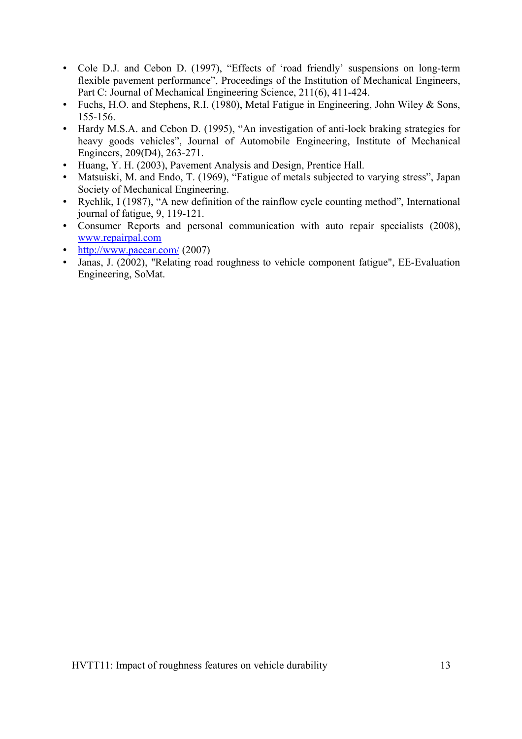- Cole D.J. and Cebon D. (1997), "Effects of 'road friendly' suspensions on long-term flexible pavement performance", Proceedings of the Institution of Mechanical Engineers, Part C: Journal of Mechanical Engineering Science, 211(6), 411-424.
- Fuchs, H.O. and Stephens, R.I. (1980), Metal Fatigue in Engineering, John Wiley & Sons, 155-156.
- Hardy M.S.A. and Cebon D. (1995), "An investigation of anti-lock braking strategies for heavy goods vehicles", Journal of Automobile Engineering, Institute of Mechanical Engineers, 209(D4), 263-271.
- Huang, Y. H. (2003), Pavement Analysis and Design, Prentice Hall.
- Matsuiski, M. and Endo, T. (1969), "Fatigue of metals subjected to varying stress", Japan Society of Mechanical Engineering.
- Rychlik, I (1987), "A new definition of the rainflow cycle counting method", International journal of fatigue, 9, 119-121.
- Consumer Reports and personal communication with auto repair specialists (2008), www.repairpal.com
- http://www.paccar.com/ (2007)
- Janas, J. (2002), "Relating road roughness to vehicle component fatigue", EE-Evaluation Engineering, SoMat.